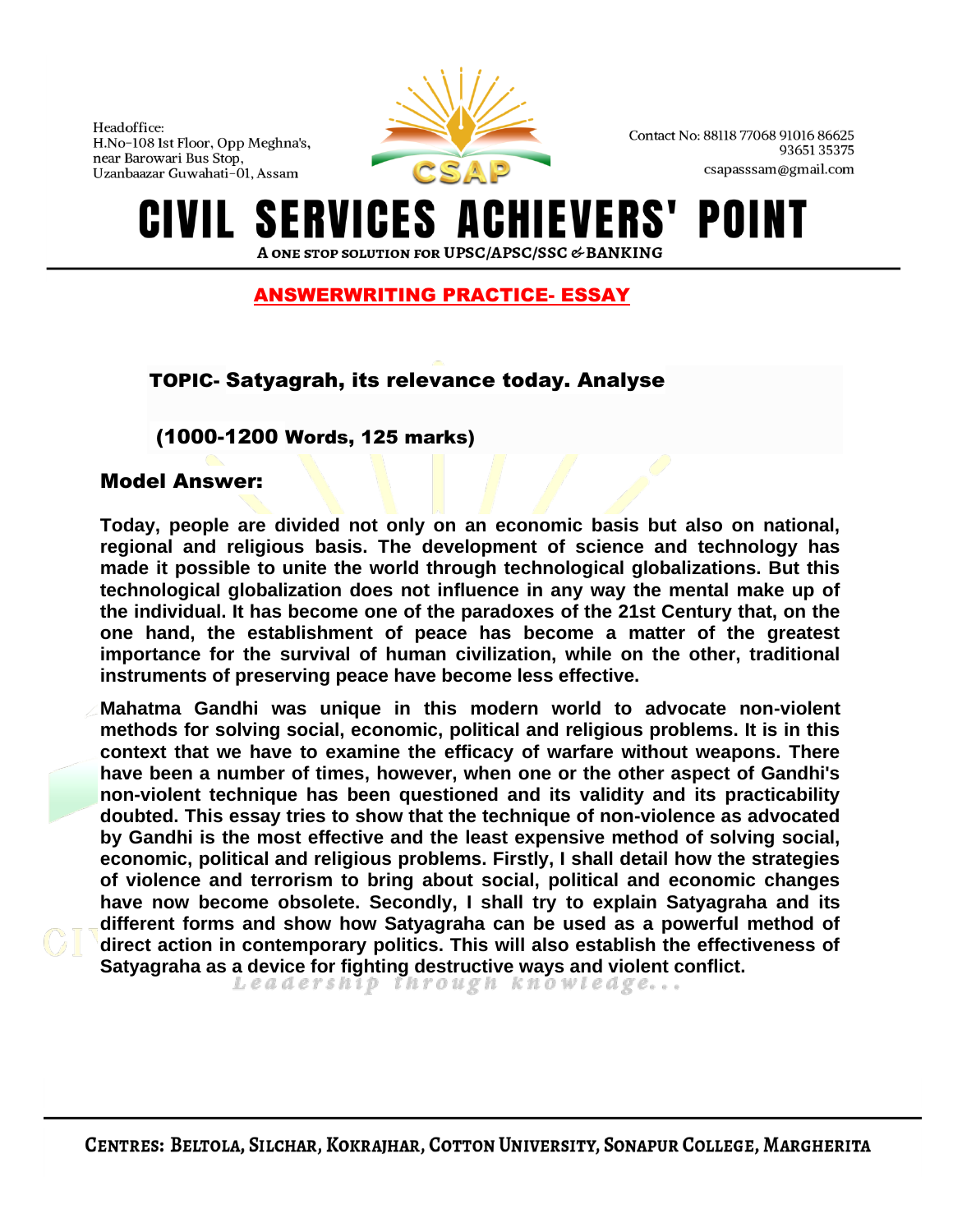## ANSWERWRITING PRACTICE- ESSAY

**TOPIC- Satyagrah, its relevance today. Analyse**

**(1000-1200 Words, 125 marks)**

### Model Answer:

**Today, people are divided not only on an economic basis but also on national, regional and religious basis. The development of science and technology has made it possible to unite the world through technological globalizations. But this technological globalization does not influence in any way the mental make up of the individual. It has become one of the paradoxes of the 21st Century that, on the one hand, the establishment of peace has become a matter of the greatest importance for the survival of human civilization, while on the other, traditional instruments of preserving peace have become less effective.**

**Mahatma Gandhi was unique in this modern world to advocate non-violent methods for solving social, economic, political and religious problems. It is in this context that we have to examine the efficacy of warfare without weapons. There have been a number of times, however, when one or the other aspect of Gandhi's non-violent technique has been questioned and its validity and its practicability doubted. This essay tries to show that the technique of non-violence as advocated by Gandhi is the most effective and the least expensive method of solving social, economic, political and religious problems. Firstly, I shall detail how the strategies of violence and terrorism to bring about social, political and economic changes have now become obsolete. Secondly, I shall try to explain Satyagraha and its different forms and show how Satyagraha can be used as a powerful method of direct action in contemporary politics. This will also establish the effectiveness of Satyagraha as a device for fighting destructive ways and violent conflict.**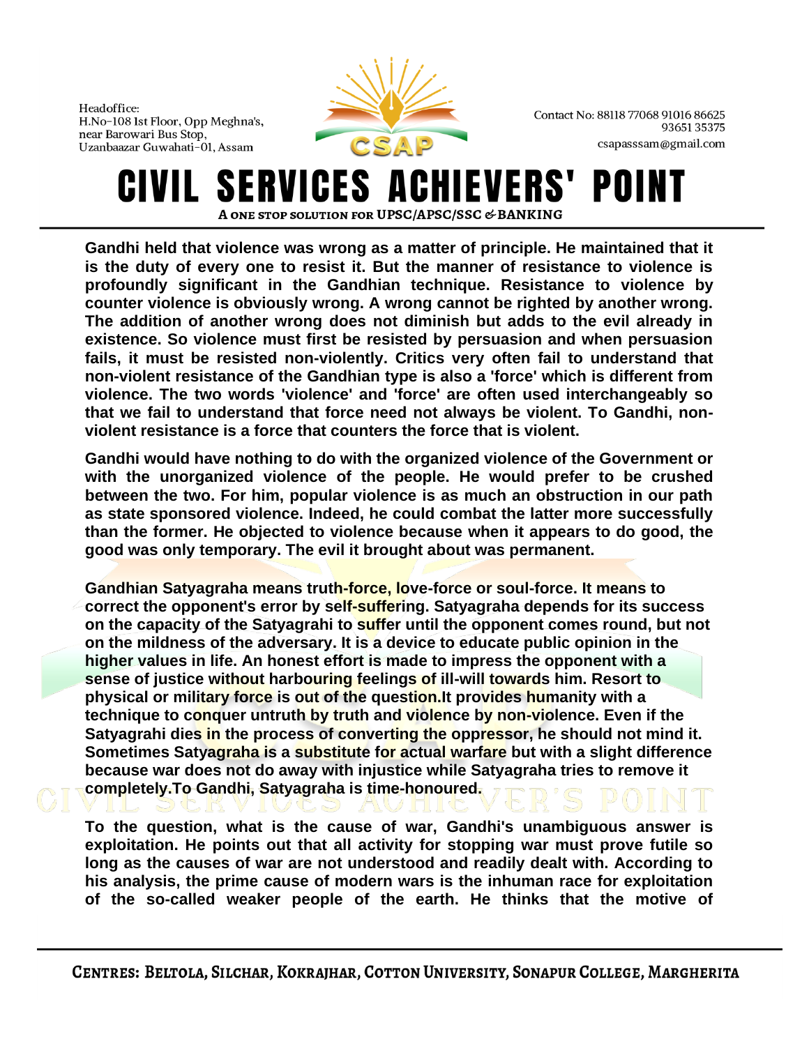**Gandhi held that violence was wrong as a matter of principle. He maintained that it is the duty of every one to resist it. But the manner of resistance to violence is profoundly significant in the Gandhian technique. Resistance to violence by counter violence is obviously wrong. A wrong cannot be righted by another wrong. The addition of another wrong does not diminish but adds to the evil already in existence. So violence must first be resisted by persuasion and when persuasion fails, it must be resisted non-violently. Critics very often fail to understand that non-violent resistance of the Gandhian type is also a 'force' which is different from violence. The two words 'violence' and 'force' are often used interchangeably so that we fail to understand that force need not always be violent. To Gandhi, non-violent resistance is a force that counters the force that is violent.**

**Gandhi would have nothing to do with the organized violence of the Government or with the unorganized violence of the people. He would prefer to be crushed between the two. For him, popular violence is as much an obstruction in our path as state sponsored violence. Indeed, he could combat the latter more successfully than the former. He objected to violence because when it appears to do good, the good was only temporary. The evil it brought about was permanent.**

**Gandhian Satyagraha means truth-force, love-force or soul-force. It means to correct the opponent's error by self-suffering. Satyagraha depends for its success on the capacity of the Satyagrahi to suffer until the opponent comes round, but not on the mildness of the adversary. It is a device to educate public opinion in the higher values in life. An honest effort is made to impress the opponent with a sense of justice without harbouring feelings of ill-will towards him. Resort to physical or military force is out of the question.It provides humanity with a technique to conquer untruth by truth and violence by non-violence. Even if the Satyagrahi dies in the process of converting the oppressor, he should not mind it. Sometimes Satyagraha is a substitute for actual warfare but with a slight difference because war does not do away with injustice while Satyagraha tries to remove it completely.To Gandhi, Satyagraha is time-honoured.**

**To the question, what is the cause of war, Gandhi's unambiguous answer is exploitation. He points out that all activity for stopping war must prove futile so long as the causes of war are not understood and readily dealt with. According to his analysis, the prime cause of modern wars is the inhuman race for exploitation of the so-called weaker people of the earth. He thinks that the motive of**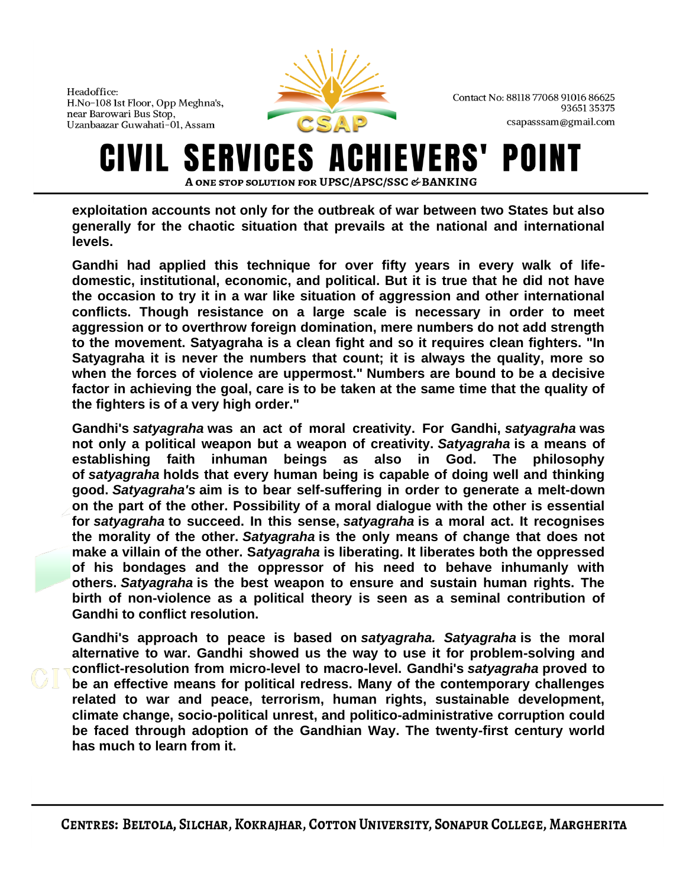**exploitation accounts not only for the outbreak of war between two States but also generally for the chaotic situation that prevails at the national and international levels.**

**Gandhi had applied this technique for over fifty years in every walk of life-domestic, institutional, economic, and political. But it is true that he did not have the occasion to try it in a war like situation of aggression and other international conflicts. Though resistance on a large scale is necessary in order to meet aggression or to overthrow foreign domination, mere numbers do not add strength to the movement. Satyagraha is a clean fight and so it requires clean fighters. "In Satyagraha it is never the numbers that count; it is always the quality, more so when the forces of violence are uppermost." Numbers are bound to be a decisive factor in achieving the goal, care is to be taken at the same time that the quality of the fighters is of a very high order."**

**Gandhi's *satyagraha* was an act of moral creativity. For Gandhi, *satyagraha* was not only a political weapon but a weapon of creativity. *Satyagraha* is a means of establishing faith inhuman beings as also in God. The philosophy of *satyagraha* holds that every human being is capable of doing well and thinking good. *Satyagraha's* aim is to bear self-suffering in order to generate a melt-down on the part of the other. Possibility of a moral dialogue with the other is essential for *satyagraha* to succeed. In this sense, *satyagraha* is a moral act. It recognises the morality of the other. *Satyagraha* is the only means of change that does not make a villain of the other. S*atyagraha* is liberating. It liberates both the oppressed of his bondages and the oppressor of his need to behave inhumanly with others. *Satyagraha* is the best weapon to ensure and sustain human rights. The birth of non-violence as a political theory is seen as a seminal contribution of Gandhi to conflict resolution.**

**Gandhi's approach to peace is based on *satyagraha. Satyagraha* is the moral alternative to war. Gandhi showed us the way to use it for problem-solving and conflict-resolution from micro-level to macro-level. Gandhi's *satyagraha* proved to be an effective means for political redress. Many of the contemporary challenges related to war and peace, terrorism, human rights, sustainable development, climate change, socio-political unrest, and politico-administrative corruption could be faced through adoption of the Gandhian Way. The twenty-first century world has much to learn from it.**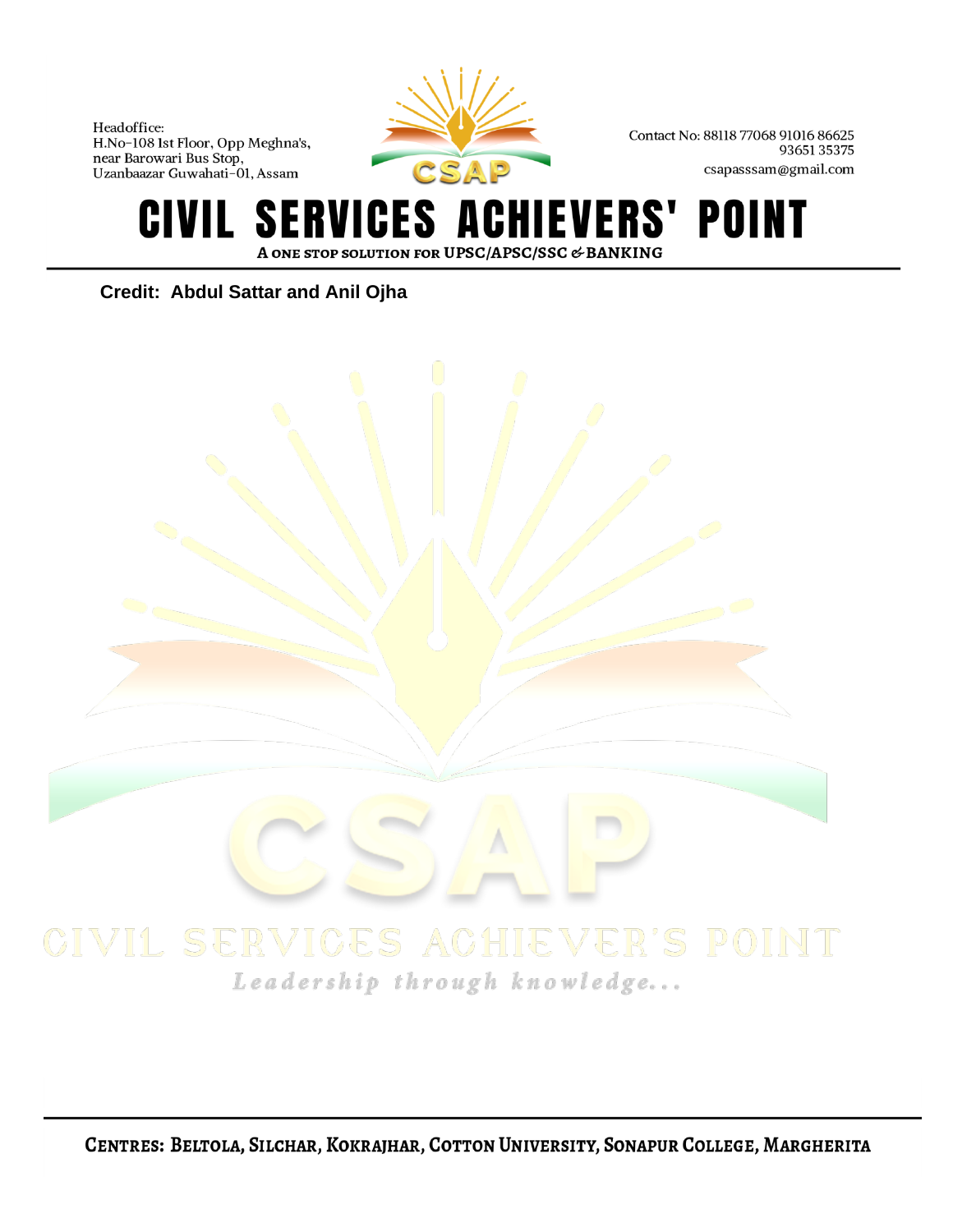Credit: **Abdul Sattar and Anil Ojha**